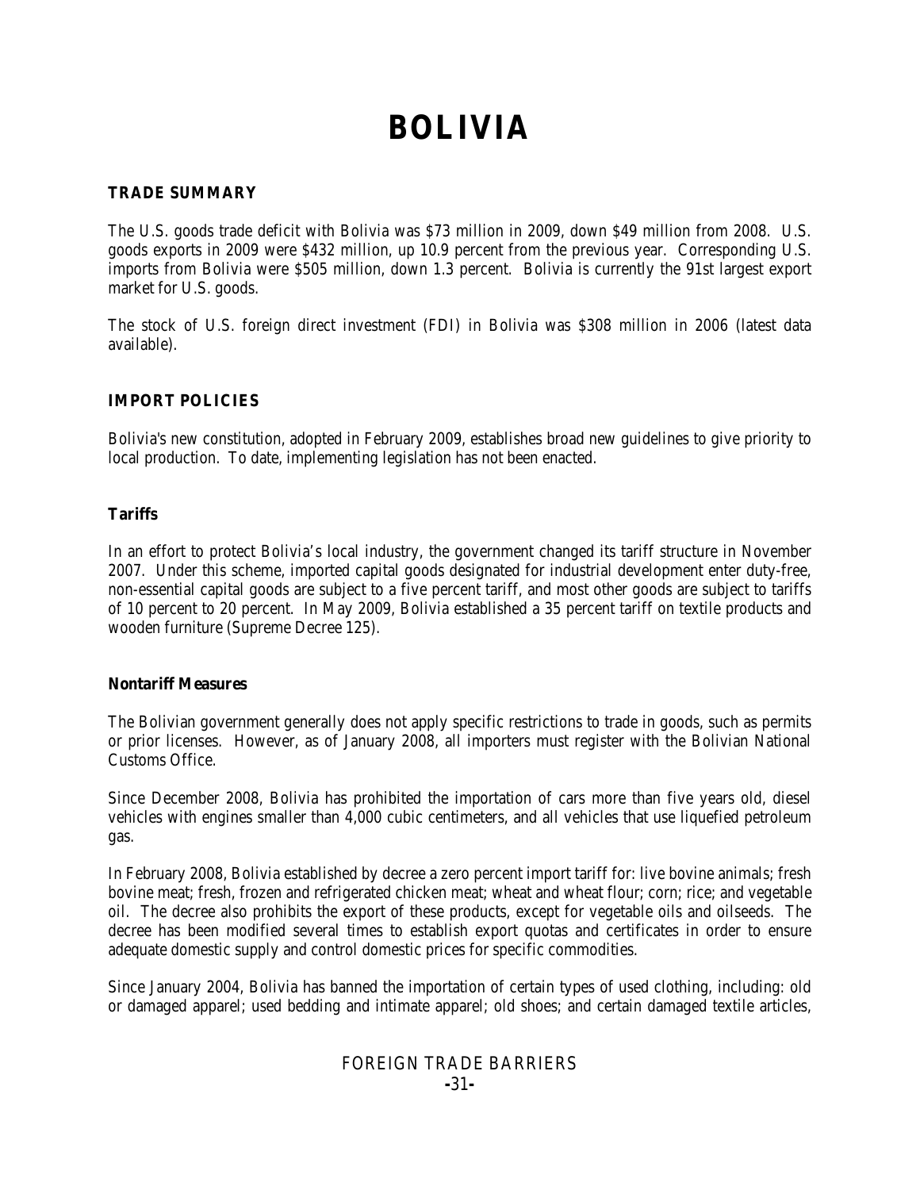# BOLIVIA

## TRADE SUMMARY

The U.S. goods trade deficit with Bolivia was $73 million in 2009, down $49 million from 2008. U.S. goods exports in 2009 were $432 million, up 10.9 percent from the previous year. Corresponding U.S. imports from Bolivia were $505 million, down 1.3 percent. Bolivia is currently the 91st largest export market for U.S. goods.

The stock of U.S. foreign direct investment (FDI) in Bolivia was $308 million in 2006 (latest data available).

## IMPORT POLICIES

Bolivia's new constitution, adopted in February 2009, establishes broad new guidelines to give priority to local production. To date, implementing legislation has not been enacted.

### Tariffs

In an effort to protect Bolivia's local industry, the government changed its tariff structure in November 2007. Under this scheme, imported capital goods designated for industrial development enter duty-free, non-essential capital goods are subject to a five percent tariff, and most other goods are subject to tariffs of 10 percent to 20 percent. In May 2009, Bolivia established a 35 percent tariff on textile products and wooden furniture (Supreme Decree 125).

### Nontariff Measures

The Bolivian government generally does not apply specific restrictions to trade in goods, such as permits or prior licenses. However, as of January 2008, all importers must register with the Bolivian National Customs Office.

Since December 2008, Bolivia has prohibited the importation of cars more than five years old, diesel vehicles with engines smaller than 4,000 cubic centimeters, and all vehicles that use liquefied petroleum gas.

In February 2008, Bolivia established by decree a zero percent import tariff for: live bovine animals; fresh bovine meat; fresh, frozen and refrigerated chicken meat; wheat and wheat flour; corn; rice; and vegetable oil. The decree also prohibits the export of these products, except for vegetable oils and oilseeds. The decree has been modified several times to establish export quotas and certificates in order to ensure adequate domestic supply and control domestic prices for specific commodities.

Since January 2004, Bolivia has banned the importation of certain types of used clothing, including: old or damaged apparel; used bedding and intimate apparel; old shoes; and certain damaged textile articles,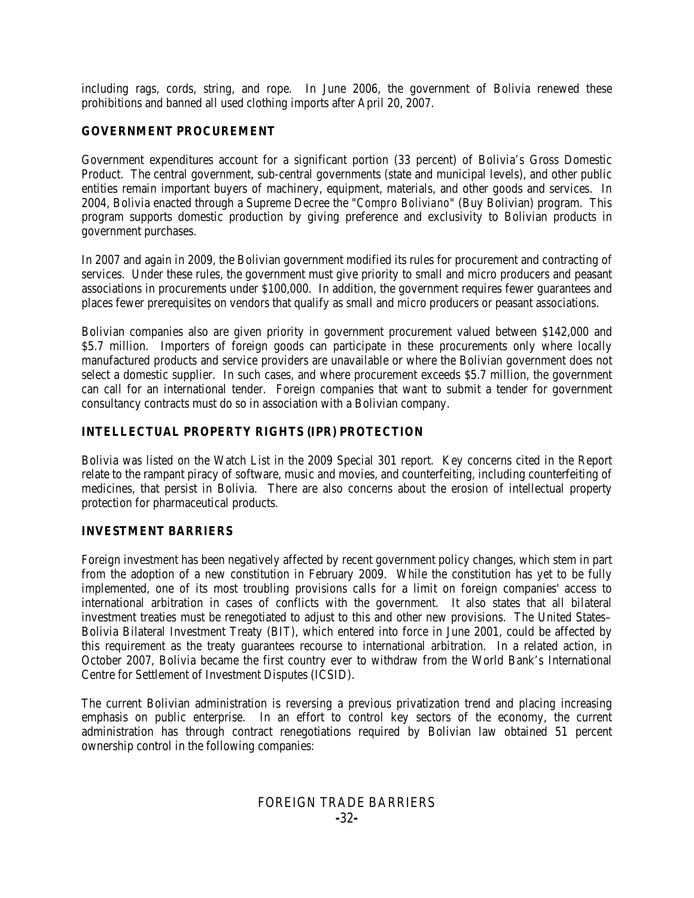including rags, cords, string, and rope. In June 2006, the government of Bolivia renewed these prohibitions and banned all used clothing imports after April 20, 2007.

## GOVERNMENT PROCUREMENT

Government expenditures account for a significant portion (33 percent) of Bolivia's Gross Domestic Product. The central government, sub-central governments (state and municipal levels), and other public entities remain important buyers of machinery, equipment, materials, and other goods and services. In 2004, Bolivia enacted through a Supreme Decree the "*Compro Boliviano*" (Buy Bolivian) program. This program supports domestic production by giving preference and exclusivity to Bolivian products in government purchases.

In 2007 and again in 2009, the Bolivian government modified its rules for procurement and contracting of services. Under these rules, the government must give priority to small and micro producers and peasant associations in procurements under $100,000. In addition, the government requires fewer guarantees and places fewer prerequisites on vendors that qualify as small and micro producers or peasant associations.

Bolivian companies also are given priority in government procurement valued between $142,000 and $5.7 million. Importers of foreign goods can participate in these procurements only where locally manufactured products and service providers are unavailable or where the Bolivian government does not select a domestic supplier. In such cases, and where procurement exceeds $5.7 million, the government can call for an international tender. Foreign companies that want to submit a tender for government consultancy contracts must do so in association with a Bolivian company.

## INTELLECTUAL PROPERTY RIGHTS (IPR) PROTECTION

Bolivia was listed on the Watch List in the 2009 Special 301 report. Key concerns cited in the Report relate to the rampant piracy of software, music and movies, and counterfeiting, including counterfeiting of medicines, that persist in Bolivia. There are also concerns about the erosion of intellectual property protection for pharmaceutical products.

## INVESTMENT BARRIERS

Foreign investment has been negatively affected by recent government policy changes, which stem in part from the adoption of a new constitution in February 2009. While the constitution has yet to be fully implemented, one of its most troubling provisions calls for a limit on foreign companies' access to international arbitration in cases of conflicts with the government. It also states that all bilateral investment treaties must be renegotiated to adjust to this and other new provisions. The United States–Bolivia Bilateral Investment Treaty (BIT), which entered into force in June 2001, could be affected by this requirement as the treaty guarantees recourse to international arbitration. In a related action, in October 2007, Bolivia became the first country ever to withdraw from the World Bank's International Centre for Settlement of Investment Disputes (ICSID).

The current Bolivian administration is reversing a previous privatization trend and placing increasing emphasis on public enterprise. In an effort to control key sectors of the economy, the current administration has through contract renegotiations required by Bolivian law obtained 51 percent ownership control in the following companies: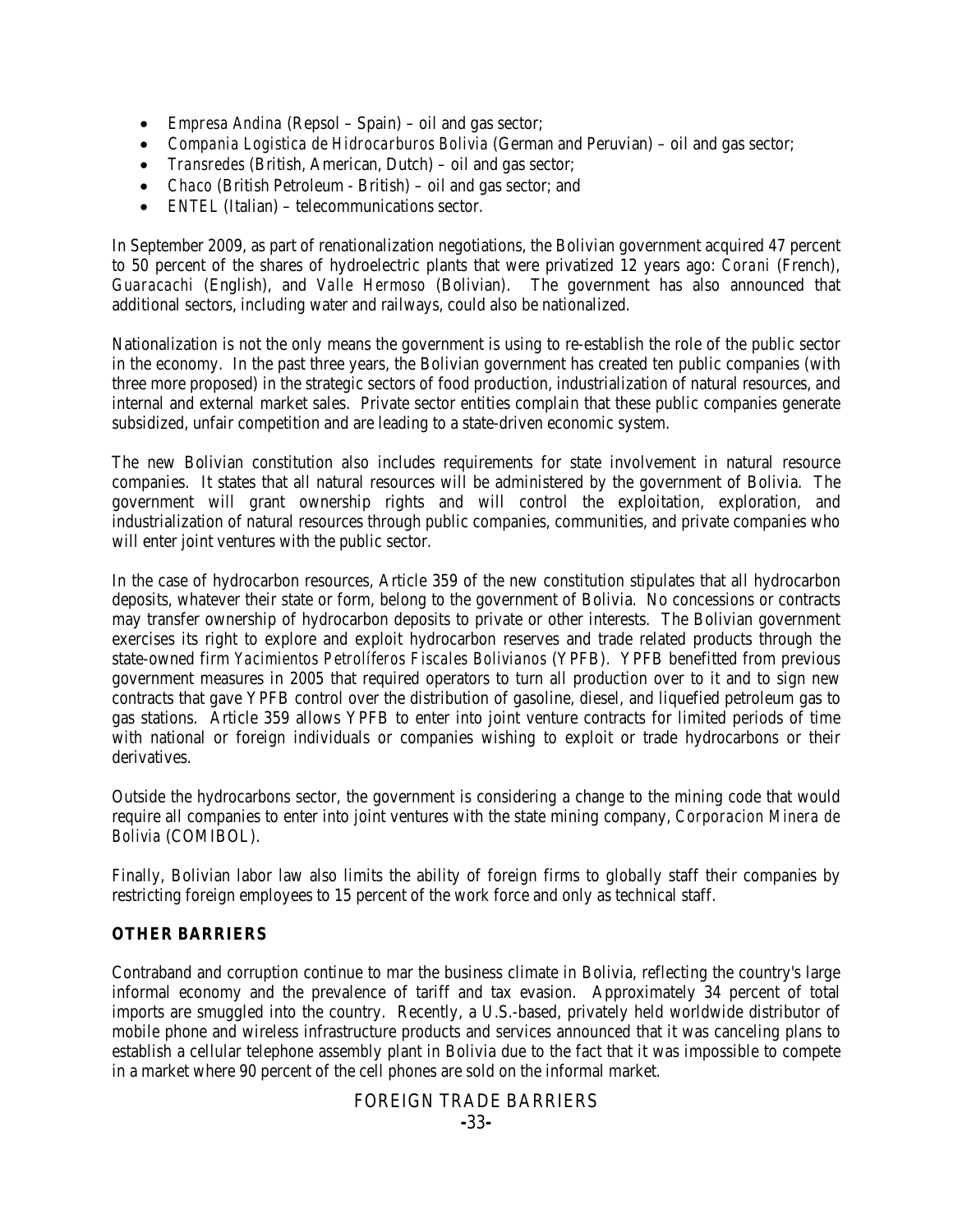- *Empresa Andina* (Repsol – Spain) – oil and gas sector;
- *Compania Logistica de Hidrocarburos Bolivia* (German and Peruvian) – oil and gas sector;
- *Transredes* (British, American, Dutch) – oil and gas sector;
- *Chaco* (British Petroleum - British) – oil and gas sector; and
- *ENTEL* (Italian) – telecommunications sector.

In September 2009, as part of renationalization negotiations, the Bolivian government acquired 47 percent to 50 percent of the shares of hydroelectric plants that were privatized 12 years ago: *Corani* (French), *Guaracachi* (English), and *Valle Hermoso* (Bolivian). The government has also announced that additional sectors, including water and railways, could also be nationalized.

Nationalization is not the only means the government is using to re-establish the role of the public sector in the economy. In the past three years, the Bolivian government has created ten public companies (with three more proposed) in the strategic sectors of food production, industrialization of natural resources, and internal and external market sales. Private sector entities complain that these public companies generate subsidized, unfair competition and are leading to a state-driven economic system.

The new Bolivian constitution also includes requirements for state involvement in natural resource companies. It states that all natural resources will be administered by the government of Bolivia. The government will grant ownership rights and will control the exploitation, exploration, and industrialization of natural resources through public companies, communities, and private companies who will enter joint ventures with the public sector.

In the case of hydrocarbon resources, Article 359 of the new constitution stipulates that all hydrocarbon deposits, whatever their state or form, belong to the government of Bolivia. No concessions or contracts may transfer ownership of hydrocarbon deposits to private or other interests. The Bolivian government exercises its right to explore and exploit hydrocarbon reserves and trade related products through the state-owned firm *Yacimientos Petrolíferos Fiscales Bolivianos* (YPFB). YPFB benefitted from previous government measures in 2005 that required operators to turn all production over to it and to sign new contracts that gave YPFB control over the distribution of gasoline, diesel, and liquefied petroleum gas to gas stations. Article 359 allows YPFB to enter into joint venture contracts for limited periods of time with national or foreign individuals or companies wishing to exploit or trade hydrocarbons or their derivatives.

Outside the hydrocarbons sector, the government is considering a change to the mining code that would require all companies to enter into joint ventures with the state mining company, *Corporacion Minera de Bolivia* (COMIBOL).

Finally, Bolivian labor law also limits the ability of foreign firms to globally staff their companies by restricting foreign employees to 15 percent of the work force and only as technical staff.

**OTHER BARRIERS**

Contraband and corruption continue to mar the business climate in Bolivia, reflecting the country's large informal economy and the prevalence of tariff and tax evasion. Approximately 34 percent of total imports are smuggled into the country. Recently, a U.S.-based, privately held worldwide distributor of mobile phone and wireless infrastructure products and services announced that it was canceling plans to establish a cellular telephone assembly plant in Bolivia due to the fact that it was impossible to compete in a market where 90 percent of the cell phones are sold on the informal market.